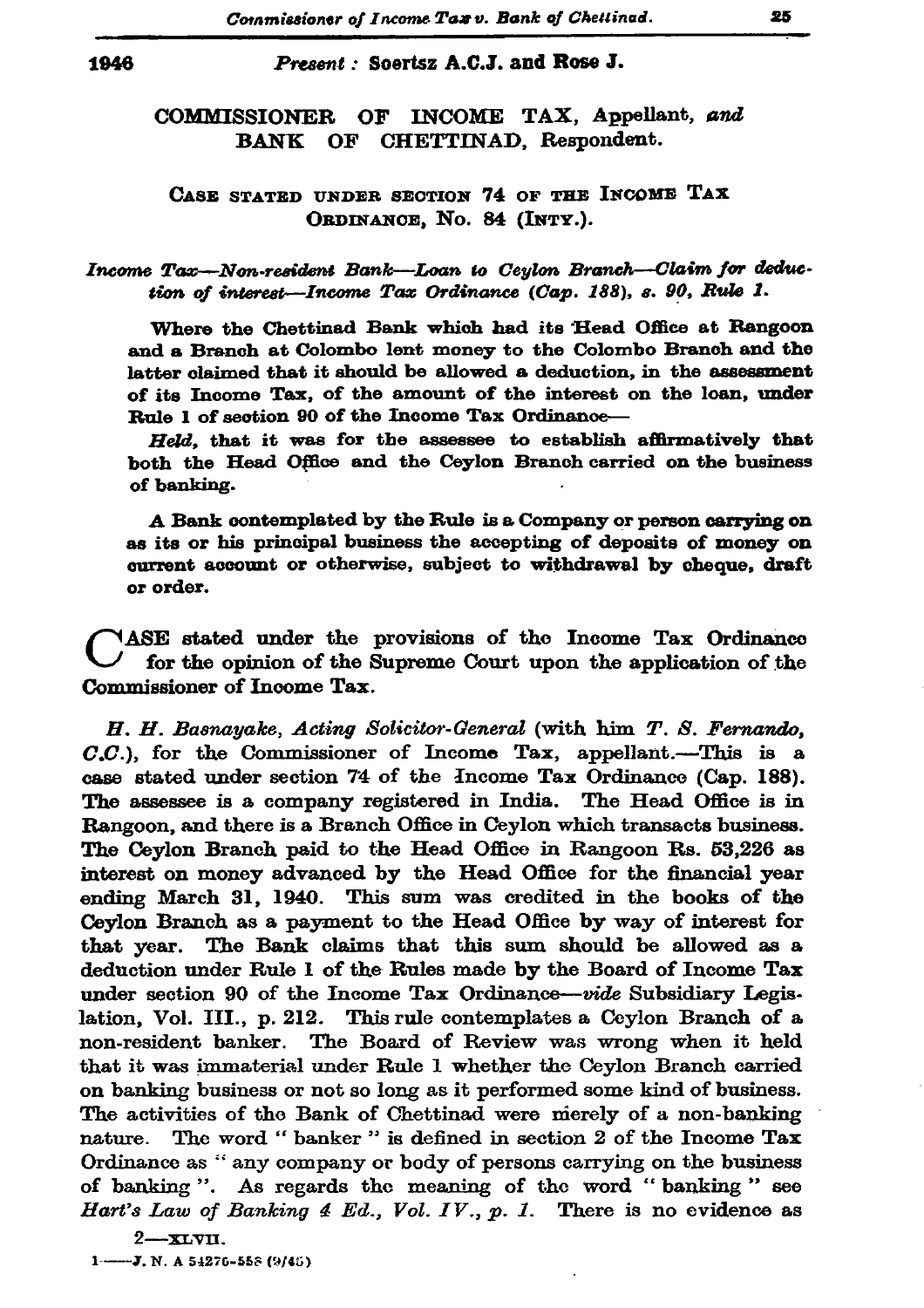1946 *Present:* **Soertsz A.C.J. and Rose J.**

## COMMISSIONER OF INCOME TAX, Appellant, *and* BANK OF CHETTINAD, Respondent.

### CASE STATED UNDER SECTION 74 OF THE INCOME TAX ORDINANCE, No. 84 (INTY.).

*Income Tax—Non-resident Bank—Loan to Ceylon Branch—Claim for deduction of interest—Income Tax Ordinance (Cap. 188), s. 90, Rule 1.*

**Where the Chettinad Bank which had its Head Office at Rangoon and a Branch at Colombo lent money to the Colombo Branch and the latter claimed that it should be allowed a deduction, in the assessment of its Income Tax, of the amount of the interest on the loan, under Rule 1 of section 90 of the Income Tax Ordinance—**

***Held,* that it was for the assessee to establish affirmatively that both the Head Office and the Ceylon Branch carried on the business of banking.**

**A Bank contemplated by the Rule is a Company or person carrying on as its or his principal business the accepting of deposits of money on current account or otherwise, subject to withdrawal by cheque, draft or order.**

CASE stated under the provisions of the Income Tax Ordinance for the opinion of the Supreme Court upon the application of the Commissioner of Income Tax.

*H. H. Basnayake, Acting Solicitor-General* (with him *T. S. Fernando, C.C.*), for the Commissioner of Income Tax, appellant.—This is a case stated under section 74 of the Income Tax Ordinance (Cap. 188). The assessee is a company registered in India. The Head Office is in Rangoon, and there is a Branch Office in Ceylon which transacts business. The Ceylon Branch paid to the Head Office in Rangoon Rs. 53,226 as interest on money advanced by the Head Office for the financial year ending March 31, 1940. This sum was credited in the books of the Ceylon Branch as a payment to the Head Office by way of interest for that year. The Bank claims that this sum should be allowed as a deduction under Rule 1 of the Rules made by the Board of Income Tax under section 90 of the Income Tax Ordinance—*vide* Subsidiary Legislation, Vol. III., p. 212. This rule contemplates a Ceylon Branch of a non-resident banker. The Board of Review was wrong when it held that it was immaterial under Rule 1 whether the Ceylon Branch carried on banking business or not so long as it performed some kind of business. The activities of the Bank of Chettinad were merely of a non-banking nature. The word " banker " is defined in section 2 of the Income Tax Ordinance as " any company or body of persons carrying on the business of banking ". As regards the meaning of the word " banking " see *Hart's Law of Banking 4 Ed., Vol. IV., p. 1.* There is no evidence as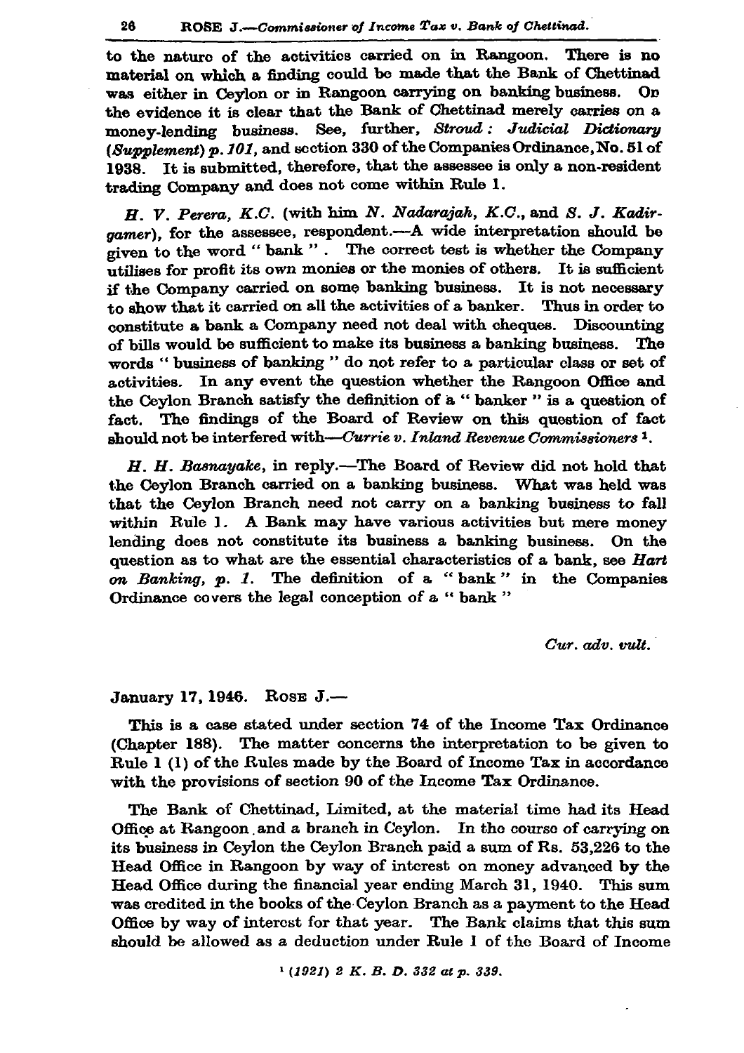to the nature of the activities carried on in Rangoon. There is no material on which a finding could be made that the Bank of Chettinad was either in Ceylon or in Rangoon carrying on banking business. On the evidence it is clear that the Bank of Chettinad merely carries on a money-lending business. See, further, *Stroud: Judicial Dictionary (Supplement) p. 101*, and section 330 of the Companies Ordinance, No. 51 of 1938. It is submitted, therefore, that the assessee is only a non-resident trading Company and does not come within Rule 1.

*H. V. Perera, K.C.* (with him *N. Nadarajah, K.C.*, and *S. J. Kadirgamer*), for the assessee, respondent.—A wide interpretation should be given to the word " bank ". The correct test is whether the Company utilises for profit its own monies or the monies of others. It is sufficient if the Company carried on some banking business. It is not necessary to show that it carried on all the activities of a banker. Thus in order to constitute a bank a Company need not deal with cheques. Discounting of bills would be sufficient to make its business a banking business. The words " business of banking " do not refer to a particular class or set of activities. In any event the question whether the Rangoon Office and the Ceylon Branch satisfy the definition of a " banker " is a question of fact. The findings of the Board of Review on this question of fact should not be interfered with—*Currie v. Inland Revenue Commissioners* [1].

*H. H. Basnayake*, in reply.—The Board of Review did not hold that the Ceylon Branch carried on a banking business. What was held was that the Ceylon Branch need not carry on a banking business to fall within Rule 1. A Bank may have various activities but mere money lending does not constitute its business a banking business. On the question as to what are the essential characteristics of a bank, see *Hart on Banking, p. 1.* The definition of a " bank " in the Companies Ordinance covers the legal conception of a " bank "

*Cur. adv. vult.*

January 17, 1946. ROSE J.—

This is a case stated under section 74 of the Income Tax Ordinance (Chapter 188). The matter concerns the interpretation to be given to Rule 1 (1) of the Rules made by the Board of Income Tax in accordance with the provisions of section 90 of the Income Tax Ordinance.

The Bank of Chettinad, Limited, at the material time had its Head Office at Rangoon and a branch in Ceylon. In the course of carrying on its business in Ceylon the Ceylon Branch paid a sum of Rs. 53,226 to the Head Office in Rangoon by way of interest on money advanced by the Head Office during the financial year ending March 31, 1940. This sum was credited in the books of the Ceylon Branch as a payment to the Head Office by way of interest for that year. The Bank claims that this sum should be allowed as a deduction under Rule 1 of the Board of Income

[1] *(1921) 2 K. B. D. 332 at p. 339.*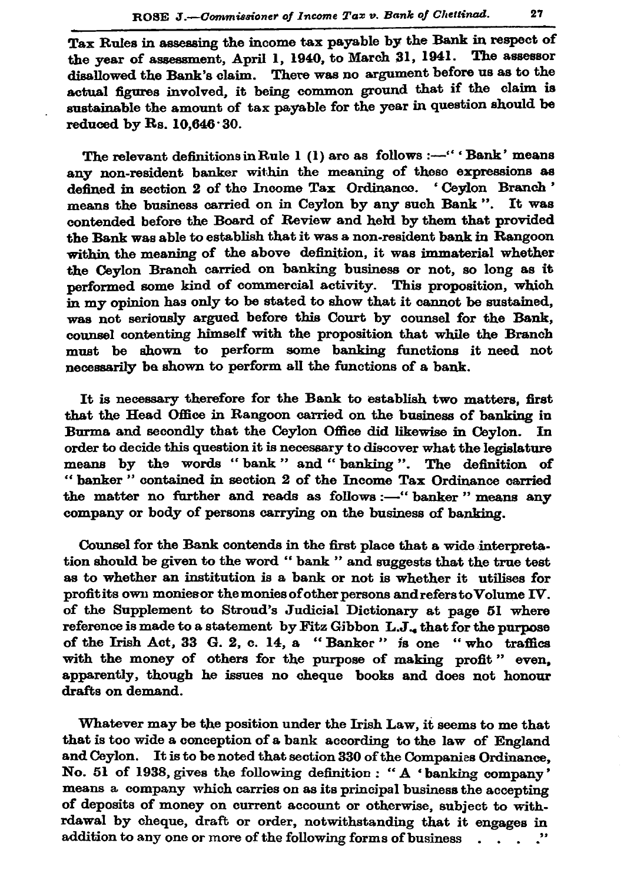Tax Rules in assessing the income tax payable by the Bank in respect of the year of assessment, April 1, 1940, to March 31, 1941. The assessor disallowed the Bank's claim. There was no argument before us as to the actual figures involved, it being common ground that if the claim is sustainable the amount of tax payable for the year in question should be reduced by Rs. 10,646·30.

The relevant definitions in Rule 1 (1) are as follows :—" 'Bank' means any non-resident banker within the meaning of these expressions as defined in section 2 of the Income Tax Ordinance. 'Ceylon Branch' means the business carried on in Ceylon by any such Bank ". It was contended before the Board of Review and held by them that provided the Bank was able to establish that it was a non-resident bank in Rangoon within the meaning of the above definition, it was immaterial whether the Ceylon Branch carried on banking business or not, so long as it performed some kind of commercial activity. This proposition, which in my opinion has only to be stated to show that it cannot be sustained, was not seriously argued before this Court by counsel for the Bank, counsel contenting himself with the proposition that while the Branch must be shown to perform some banking functions it need not necessarily be shown to perform all the functions of a bank.

It is necessary therefore for the Bank to establish two matters, first that the Head Office in Rangoon carried on the business of banking in Burma and secondly that the Ceylon Office did likewise in Ceylon. In order to decide this question it is necessary to discover what the legislature means by the words " bank " and " banking ". The definition of " banker " contained in section 2 of the Income Tax Ordinance carried the matter no further and reads as follows :—" banker " means any company or body of persons carrying on the business of banking.

Counsel for the Bank contends in the first place that a wide interpretation should be given to the word " bank " and suggests that the true test as to whether an institution is a bank or not is whether it utilises for profit its own monies or the monies of other persons and refers to Volume IV. of the Supplement to Stroud's Judicial Dictionary at page 51 where reference is made to a statement by Fitz Gibbon L.J., that for the purpose of the Irish Act, 33 G. 2, c. 14, a " Banker " is one " who traffics with the money of others for the purpose of making profit " even, apparently, though he issues no cheque books and does not honour drafts on demand.

Whatever may be the position under the Irish Law, it seems to me that that is too wide a conception of a bank according to the law of England and Ceylon. It is to be noted that section 330 of the Companies Ordinance, No. 51 of 1938, gives the following definition : " A 'banking company' means a company which carries on as its principal business the accepting of deposits of money on current account or otherwise, subject to withrdawal by cheque, draft or order, notwithstanding that it engages in addition to any one or more of the following forms of business . . . ."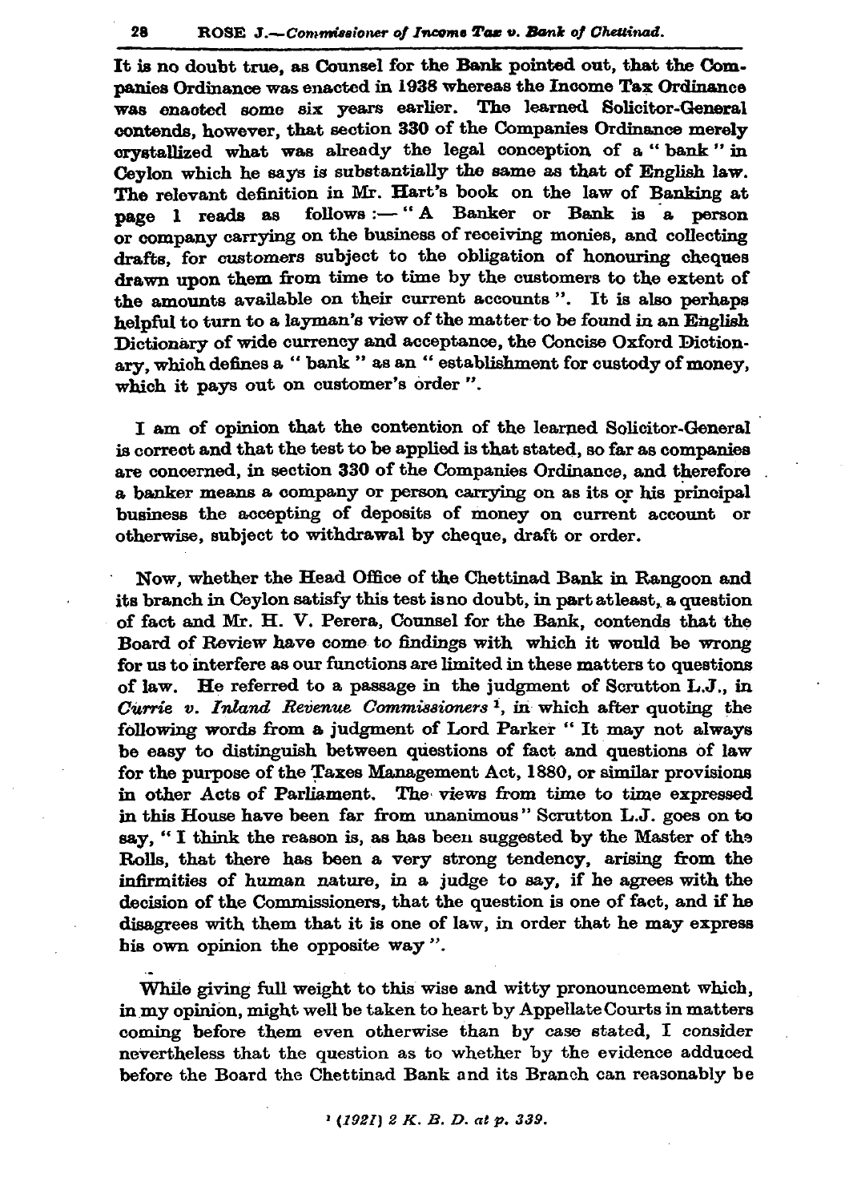It is no doubt true, as Counsel for the Bank pointed out, that the Companies Ordinance was enacted in 1938 whereas the Income Tax Ordinance was enacted some six years earlier. The learned Solicitor-General contends, however, that section 330 of the Companies Ordinance merely crystallized what was already the legal conception of a " bank " in Ceylon which he says is substantially the same as that of English law. The relevant definition in Mr. Hart's book on the law of Banking at page 1 reads as follows :— " A Banker or Bank is a person or company carrying on the business of receiving monies, and collecting drafts, for customers subject to the obligation of honouring cheques drawn upon them from time to time by the customers to the extent of the amounts available on their current accounts ". It is also perhaps helpful to turn to a layman's view of the matter to be found in an English Dictionary of wide currency and acceptance, the Concise Oxford Dictionary, which defines a " bank " as an " establishment for custody of money, which it pays out on customer's order ".

I am of opinion that the contention of the learned Solicitor-General is correct and that the test to be applied is that stated, so far as companies are concerned, in section 330 of the Companies Ordinance, and therefore a banker means a company or person carrying on as its or his principal business the accepting of deposits of money on current account or otherwise, subject to withdrawal by cheque, draft or order.

Now, whether the Head Office of the Chettinad Bank in Rangoon and its branch in Ceylon satisfy this test is no doubt, in part atleast, a question of fact and Mr. H. V. Perera, Counsel for the Bank, contends that the Board of Review have come to findings with which it would be wrong for us to interfere as our functions are limited in these matters to questions of law. He referred to a passage in the judgment of Scrutton L.J., in *Currie v. Inland Revenue Commissioners* [1], in which after quoting the following words from a judgment of Lord Parker " It may not always be easy to distinguish between questions of fact and questions of law for the purpose of the Taxes Management Act, 1880, or similar provisions in other Acts of Parliament. The views from time to time expressed in this House have been far from unanimous " Scrutton L.J. goes on to say, " I think the reason is, as has been suggested by the Master of the Rolls, that there has been a very strong tendency, arising from the infirmities of human nature, in a judge to say, if he agrees with the decision of the Commissioners, that the question is one of fact, and if he disagrees with them that it is one of law, in order that he may express his own opinion the opposite way ".

While giving full weight to this wise and witty pronouncement which, in my opinion, might well be taken to heart by Appellate Courts in matters coming before them even otherwise than by case stated, I consider nevertheless that the question as to whether by the evidence adduced before the Board the Chettinad Bank and its Branch can reasonably be

[1] *(1921) 2 K. B. D. at p. 339.*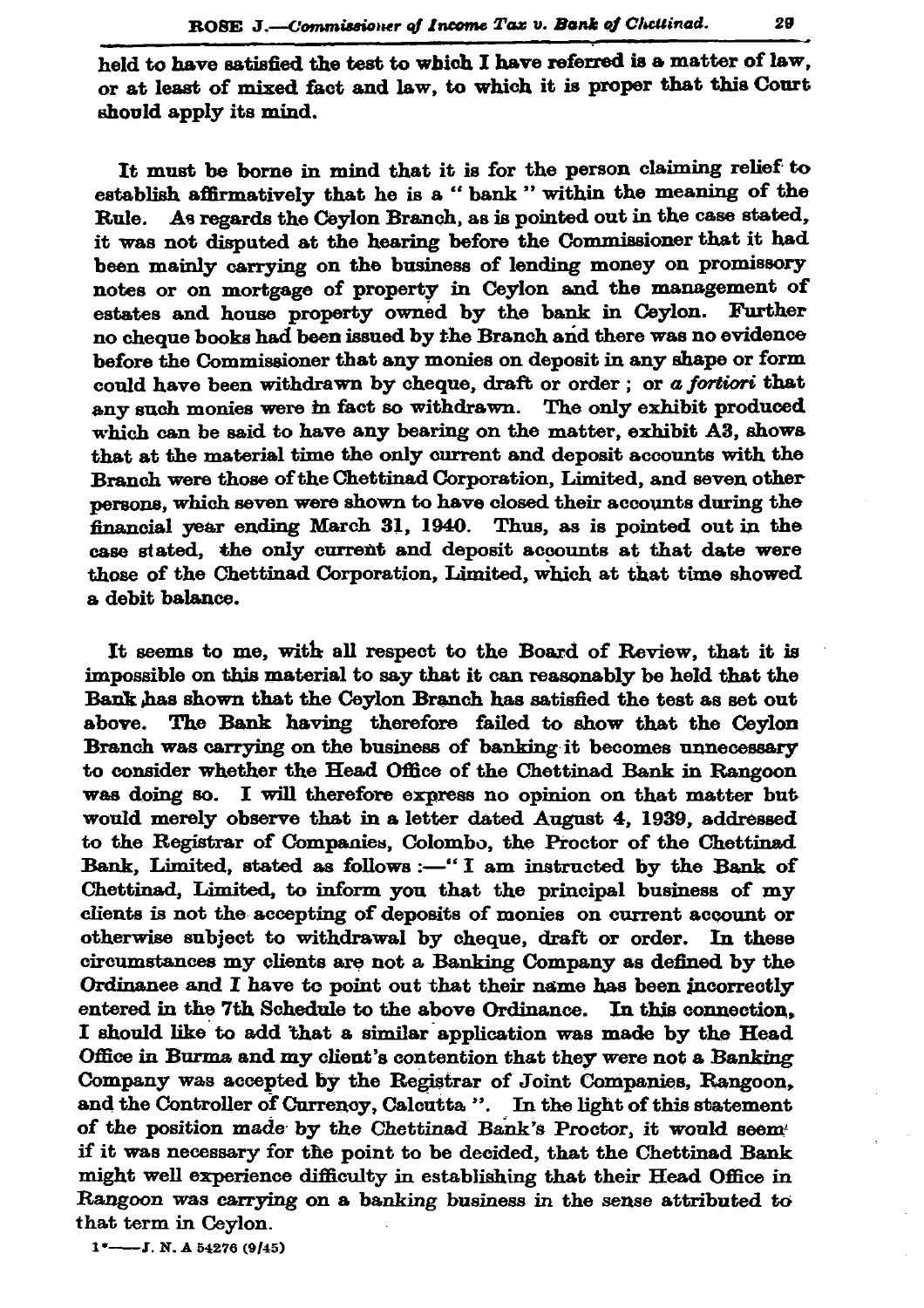held to have satisfied the test to which I have referred is a matter of law, or at least of mixed fact and law, to which it is proper that this Court should apply its mind.

It must be borne in mind that it is for the person claiming relief to establish affirmatively that he is a " bank " within the meaning of the Rule. As regards the Ceylon Branch, as is pointed out in the case stated, it was not disputed at the hearing before the Commissioner that it had been mainly carrying on the business of lending money on promissory notes or on mortgage of property in Ceylon and the management of estates and house property owned by the bank in Ceylon. Further no cheque books had been issued by the Branch and there was no evidence before the Commissioner that any monies on deposit in any shape or form could have been withdrawn by cheque, draft or order ; or *a fortiori* that any such monies were in fact so withdrawn. The only exhibit produced which can be said to have any bearing on the matter, exhibit A3, shows that at the material time the only current and deposit accounts with the Branch were those of the Chettinad Corporation, Limited, and seven other persons, which seven were shown to have closed their accounts during the financial year ending March 31, 1940. Thus, as is pointed out in the case stated, the only current and deposit accounts at that date were those of the Chettinad Corporation, Limited, which at that time showed a debit balance.

It seems to me, with all respect to the Board of Review, that it is impossible on this material to say that it can reasonably be held that the Bank has shown that the Ceylon Branch has satisfied the test as set out above. The Bank having therefore failed to show that the Ceylon Branch was carrying on the business of banking it becomes unnecessary to consider whether the Head Office of the Chettinad Bank in Rangoon was doing so. I will therefore express no opinion on that matter but would merely observe that in a letter dated August 4, 1939, addressed to the Registrar of Companies, Colombo, the Proctor of the Chettinad Bank, Limited, stated as follows :—" I am instructed by the Bank of Chettinad, Limited, to inform you that the principal business of my clients is not the accepting of deposits of monies on current account or otherwise subject to withdrawal by cheque, draft or order. In these circumstances my clients are not a Banking Company as defined by the Ordinance and I have to point out that their name has been incorrectly entered in the 7th Schedule to the above Ordinance. In this connection, I should like to add that a similar application was made by the Head Office in Burma and my client's contention that they were not a Banking Company was accepted by the Registrar of Joint Companies, Rangoon, and the Controller of Currency, Calcutta ". In the light of this statement of the position made by the Chettinad Bank's Proctor, it would seem if it was necessary for the point to be decided, that the Chettinad Bank might well experience difficulty in establishing that their Head Office in Rangoon was carrying on a banking business in the sense attributed to that term in Ceylon.

1\*——J. N. A 54276 (9/45)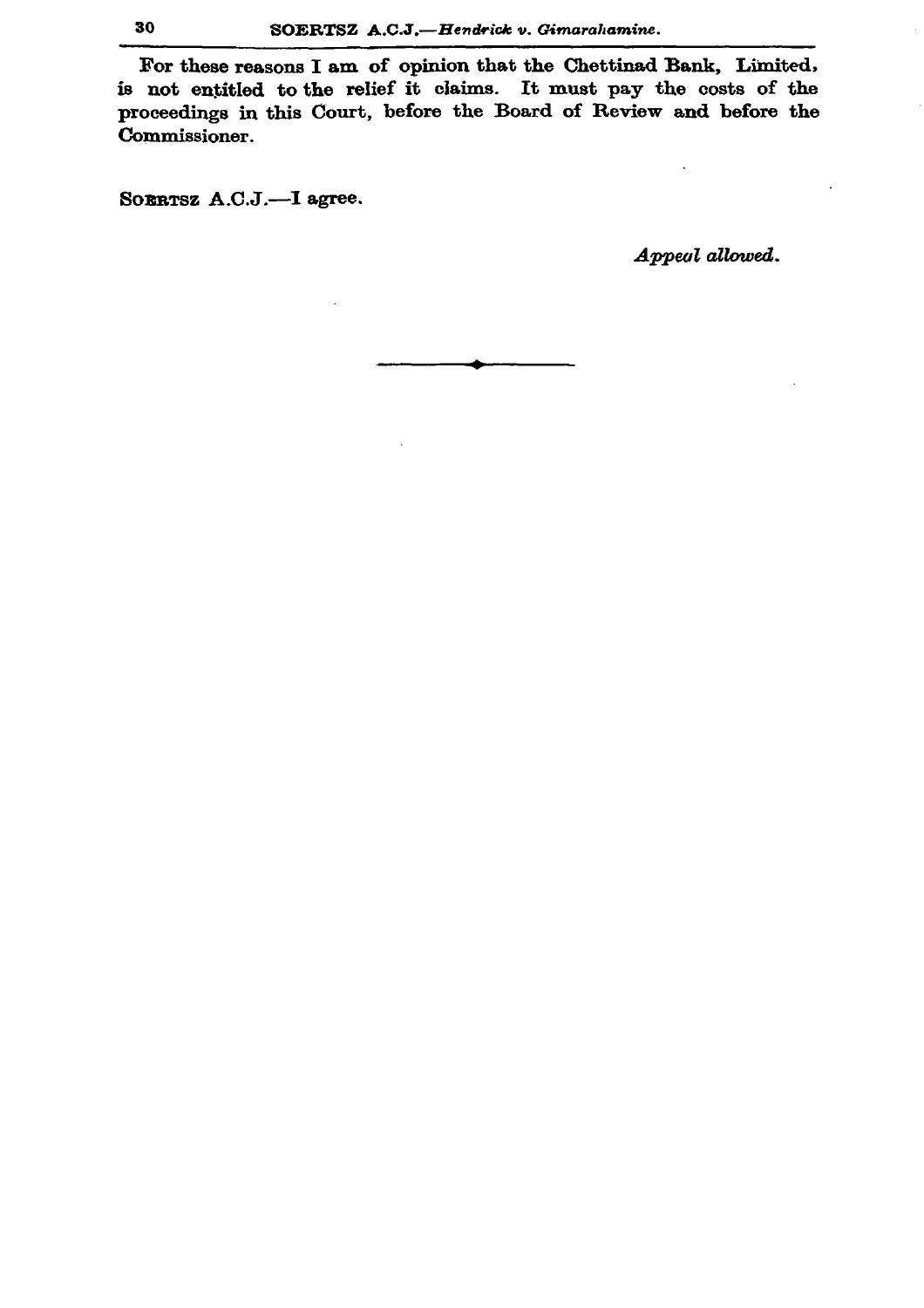For these reasons I am of opinion that the Chettinad Bank, Limited, is not entitled to the relief it claims. It must pay the costs of the proceedings in this Court, before the Board of Review and before the Commissioner.

SOERTSZ A.C.J.—I agree.

*Appeal allowed.*